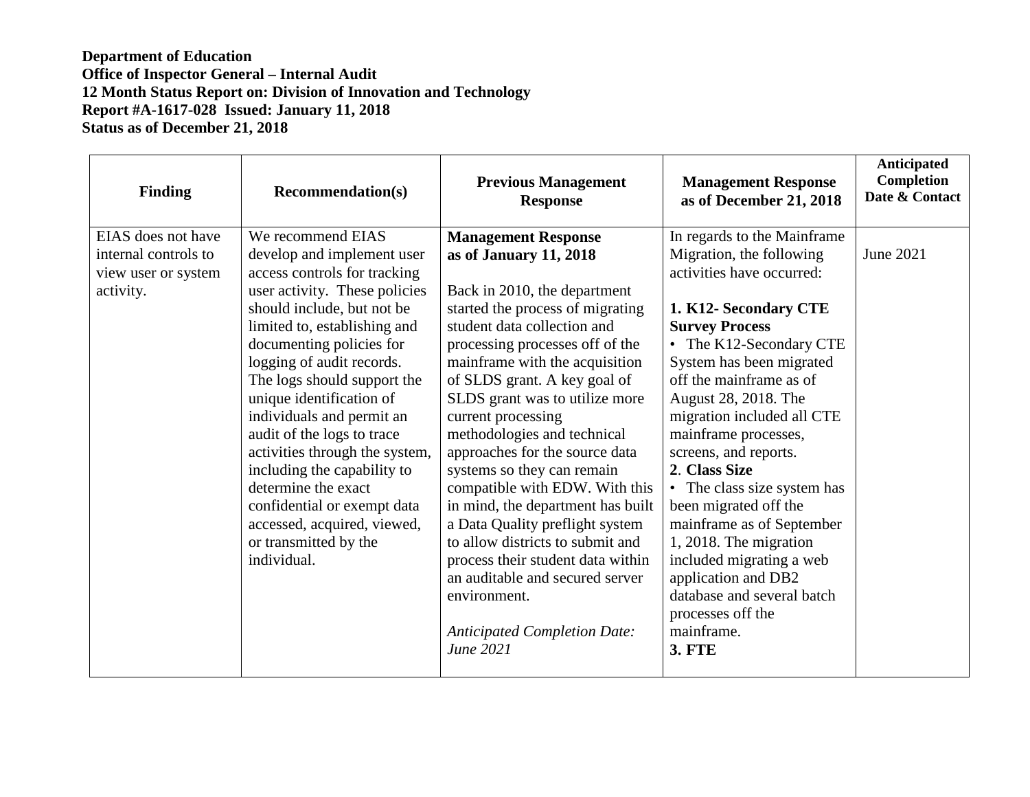**Department of Education**
**Office of Inspector General – Internal Audit**
**12 Month Status Report on: Division of Innovation and Technology**
**Report #A-1617-028 Issued: January 11, 2018**
**Status as of December 21, 2018**

| Finding | Recommendation(s) | Previous Management Response | Management Response as of December 21, 2018 | Anticipated Completion Date & Contact |
|---|---|---|---|---|
| EIAS does not have internal controls to view user or system activity. | We recommend EIAS develop and implement user access controls for tracking user activity. These policies should include, but not be limited to, establishing and documenting policies for logging of audit records. The logs should support the unique identification of individuals and permit an audit of the logs to trace activities through the system, including the capability to determine the exact confidential or exempt data accessed, acquired, viewed, or transmitted by the individual. | **Management Response as of January 11, 2018**<br><br>Back in 2010, the department started the process of migrating student data collection and processing processes off of the mainframe with the acquisition of SLDS grant. A key goal of SLDS grant was to utilize more current processing methodologies and technical approaches for the source data systems so they can remain compatible with EDW. With this in mind, the department has built a Data Quality preflight system to allow districts to submit and process their student data within an auditable and secured server environment.<br><br>*Anticipated Completion Date: June 2021* | In regards to the Mainframe Migration, the following activities have occurred:<br><br>**1. K12- Secondary CTE Survey Process**<br>• The K12-Secondary CTE System has been migrated off the mainframe as of August 28, 2018. The migration included all CTE mainframe processes, screens, and reports.<br>**2. Class Size**<br>• The class size system has been migrated off the mainframe as of September 1, 2018. The migration included migrating a web application and DB2 database and several batch processes off the mainframe.<br>**3. FTE** | June 2021 |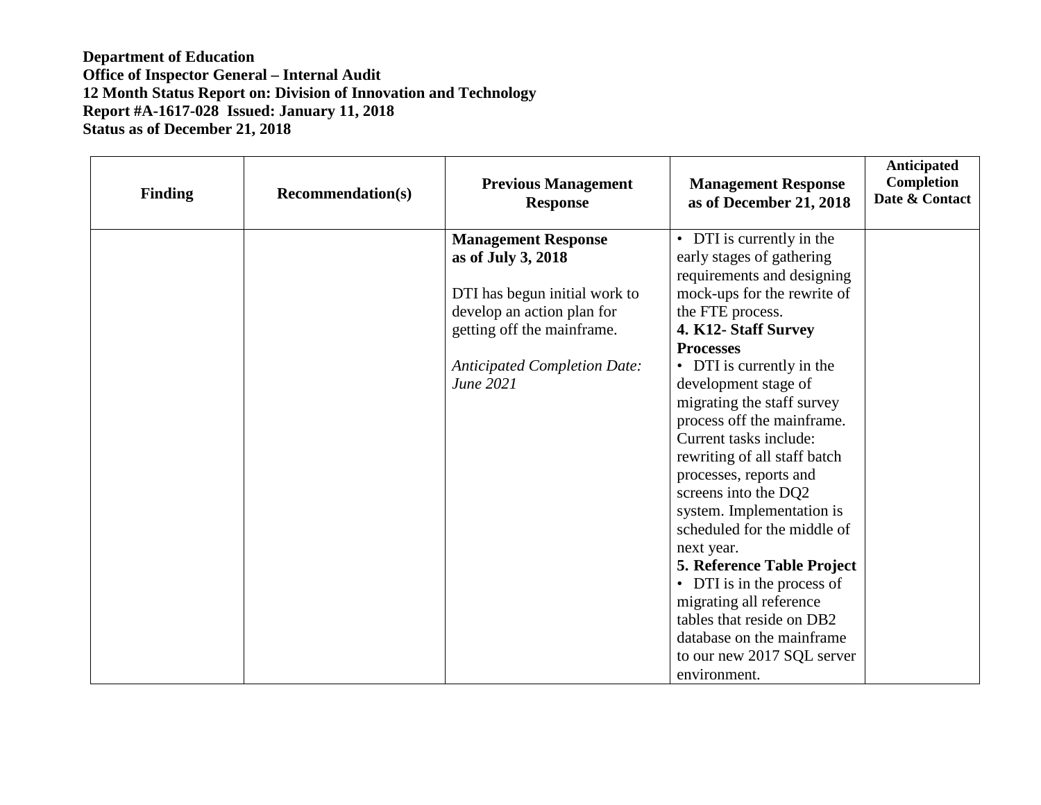**Department of Education**
**Office of Inspector General – Internal Audit**
**12 Month Status Report on: Division of Innovation and Technology**
**Report #A-1617-028 Issued: January 11, 2018**
**Status as of December 21, 2018**

| Finding | Recommendation(s) | Previous Management Response | Management Response as of December 21, 2018 | Anticipated Completion Date & Contact |
|---|---|---|---|---|
| | | **Management Response as of July 3, 2018**<br><br>DTI has begun initial work to develop an action plan for getting off the mainframe.<br><br>*Anticipated Completion Date: June 2021* | • DTI is currently in the early stages of gathering requirements and designing mock-ups for the rewrite of the FTE process.<br>**4. K12- Staff Survey Processes**<br>• DTI is currently in the development stage of migrating the staff survey process off the mainframe. Current tasks include: rewriting of all staff batch processes, reports and screens into the DQ2 system. Implementation is scheduled for the middle of next year.<br>**5. Reference Table Project**<br>• DTI is in the process of migrating all reference tables that reside on DB2 database on the mainframe to our new 2017 SQL server environment. | |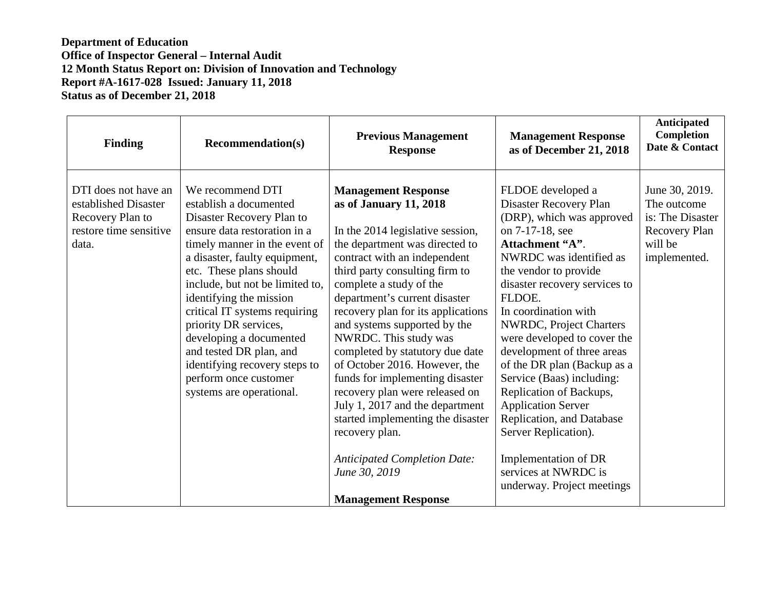**Department of Education**
**Office of Inspector General – Internal Audit**
**12 Month Status Report on: Division of Innovation and Technology**
**Report #A-1617-028 Issued: January 11, 2018**
**Status as of December 21, 2018**

| Finding | Recommendation(s) | Previous Management Response | Management Response as of December 21, 2018 | Anticipated Completion Date & Contact |
|---|---|---|---|---|
| DTI does not have an established Disaster Recovery Plan to restore time sensitive data. | We recommend DTI establish a documented Disaster Recovery Plan to ensure data restoration in a timely manner in the event of a disaster, faulty equipment, etc. These plans should include, but not be limited to, identifying the mission critical IT systems requiring priority DR services, developing a documented and tested DR plan, and identifying recovery steps to perform once customer systems are operational. | **Management Response as of January 11, 2018**<br><br>In the 2014 legislative session, the department was directed to contract with an independent third party consulting firm to complete a study of the department's current disaster recovery plan for its applications and systems supported by the NWRDC. This study was completed by statutory due date of October 2016. However, the funds for implementing disaster recovery plan were released on July 1, 2017 and the department started implementing the disaster recovery plan.<br><br>*Anticipated Completion Date: June 30, 2019*<br><br>**Management Response** | FLDOE developed a Disaster Recovery Plan (DRP), which was approved on 7-17-18, see **Attachment "A"**.<br>NWRDC was identified as the vendor to provide disaster recovery services to FLDOE.<br>In coordination with NWRDC, Project Charters were developed to cover the development of three areas of the DR plan (Backup as a Service (Baas) including: Replication of Backups, Application Server Replication, and Database Server Replication).<br><br>Implementation of DR services at NWRDC is underway. Project meetings | June 30, 2019. The outcome is: The Disaster Recovery Plan will be implemented. |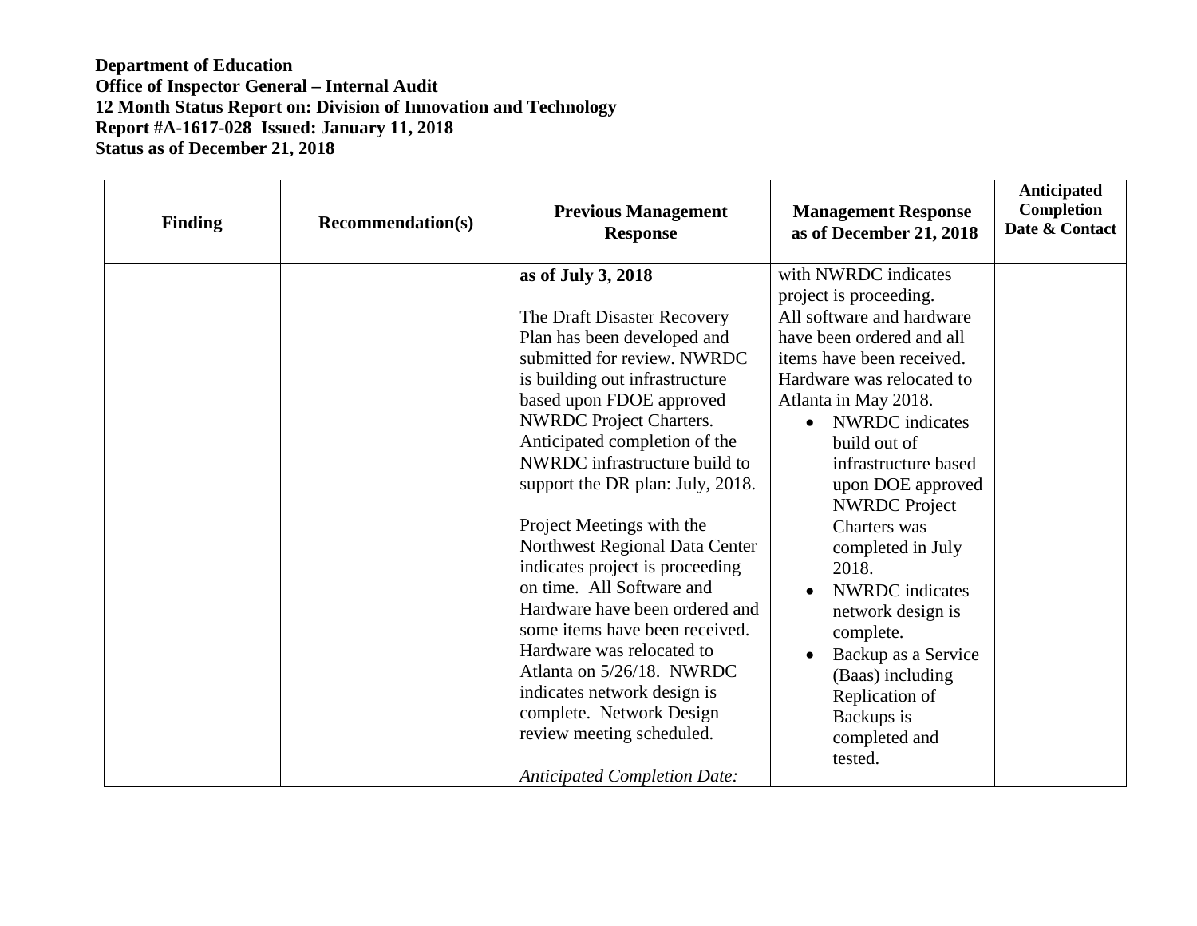**Department of Education**
**Office of Inspector General – Internal Audit**
**12 Month Status Report on: Division of Innovation and Technology**
**Report #A-1617-028 Issued: January 11, 2018**
**Status as of December 21, 2018**

| Finding | Recommendation(s) | Previous Management Response | Management Response as of December 21, 2018 | Anticipated Completion Date & Contact |
|---|---|---|---|---|
| | | **as of July 3, 2018**<br><br>The Draft Disaster Recovery Plan has been developed and submitted for review. NWRDC is building out infrastructure based upon FDOE approved NWRDC Project Charters. Anticipated completion of the NWRDC infrastructure build to support the DR plan: July, 2018.<br><br>Project Meetings with the Northwest Regional Data Center indicates project is proceeding on time. All Software and Hardware have been ordered and some items have been received. Hardware was relocated to Atlanta on 5/26/18. NWRDC indicates network design is complete. Network Design review meeting scheduled.<br><br>*Anticipated Completion Date:* | with NWRDC indicates project is proceeding. All software and hardware have been ordered and all items have been received. Hardware was relocated to Atlanta in May 2018.<br>• NWRDC indicates build out of infrastructure based upon DOE approved NWRDC Project Charters was completed in July 2018.<br>• NWRDC indicates network design is complete.<br>• Backup as a Service (Baas) including Replication of Backups is completed and tested. | |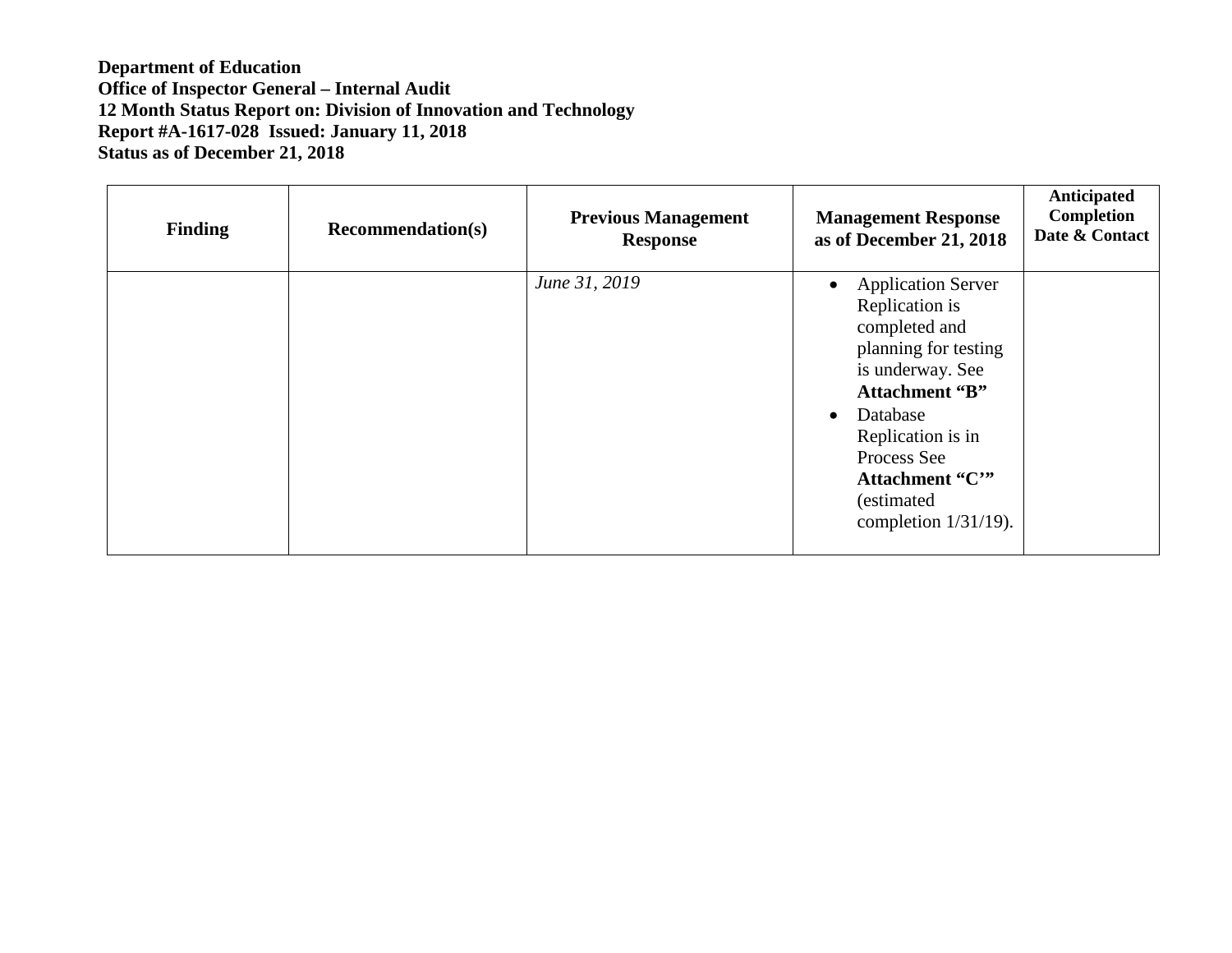**Department of Education**
**Office of Inspector General – Internal Audit**
**12 Month Status Report on: Division of Innovation and Technology**
**Report #A-1617-028 Issued: January 11, 2018**
**Status as of December 21, 2018**

| Finding | Recommendation(s) | Previous Management Response | Management Response as of December 21, 2018 | Anticipated Completion Date & Contact |
|---|---|---|---|---|
| | | *June 31, 2019* | • Application Server Replication is completed and planning for testing is underway. See **Attachment "B"**<br>• Database Replication is in Process See **Attachment "C'"** (estimated completion 1/31/19). | |